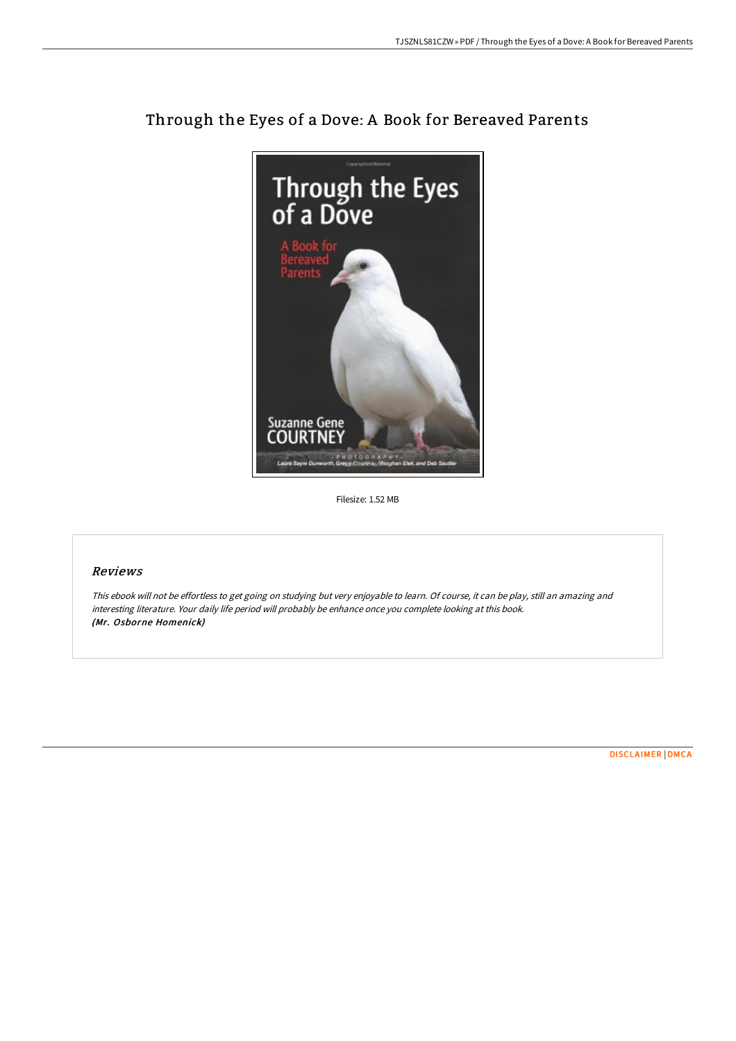# Through the Eyes of a Dove: A Book for Bereaved Parents

Filesize: 1.52 MB

## Reviews

*This ebook will not be effortless to get going on studying but very enjoyable to learn. Of course, it can be play, still an amazing and interesting literature. Your daily life period will probably be enhance once you complete looking at this book.*
***(Mr. Osborne Homenick)***

[DISCLAIMER](#) | [DMCA](#)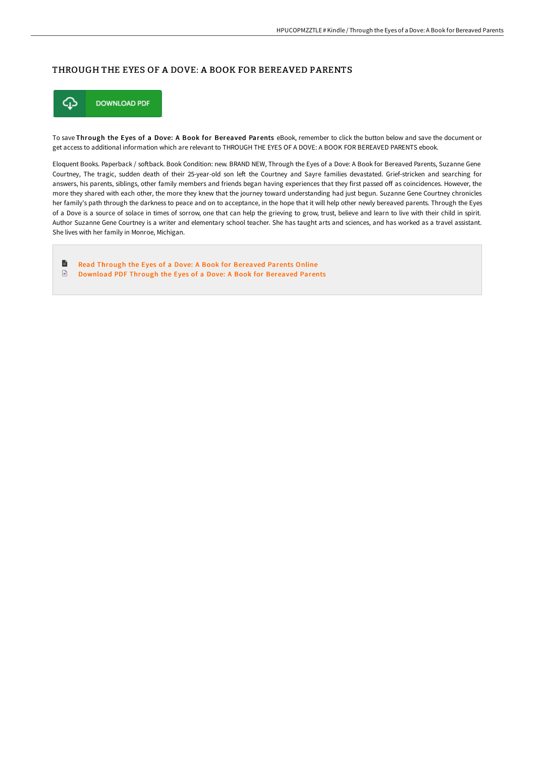# THROUGH THE EYES OF A DOVE: A BOOK FOR BEREAVED PARENTS

DOWNLOAD PDF

To save **Through the Eyes of a Dove: A Book for Bereaved Parents** eBook, remember to click the button below and save the document or get access to additional information which are relevant to THROUGH THE EYES OF A DOVE: A BOOK FOR BEREAVED PARENTS ebook.

Eloquent Books. Paperback / softback. Book Condition: new. BRAND NEW, Through the Eyes of a Dove: A Book for Bereaved Parents, Suzanne Gene Courtney, The tragic, sudden death of their 25-year-old son left the Courtney and Sayre families devastated. Grief-stricken and searching for answers, his parents, siblings, other family members and friends began having experiences that they first passed off as coincidences. However, the more they shared with each other, the more they knew that the journey toward understanding had just begun. Suzanne Gene Courtney chronicles her family's path through the darkness to peace and on to acceptance, in the hope that it will help other newly bereaved parents. Through the Eyes of a Dove is a source of solace in times of sorrow, one that can help the grieving to grow, trust, believe and learn to live with their child in spirit. Author Suzanne Gene Courtney is a writer and elementary school teacher. She has taught arts and sciences, and has worked as a travel assistant. She lives with her family in Monroe, Michigan.

- Read Through the Eyes of a Dove: A Book for Bereaved Parents Online
- Download PDF Through the Eyes of a Dove: A Book for Bereaved Parents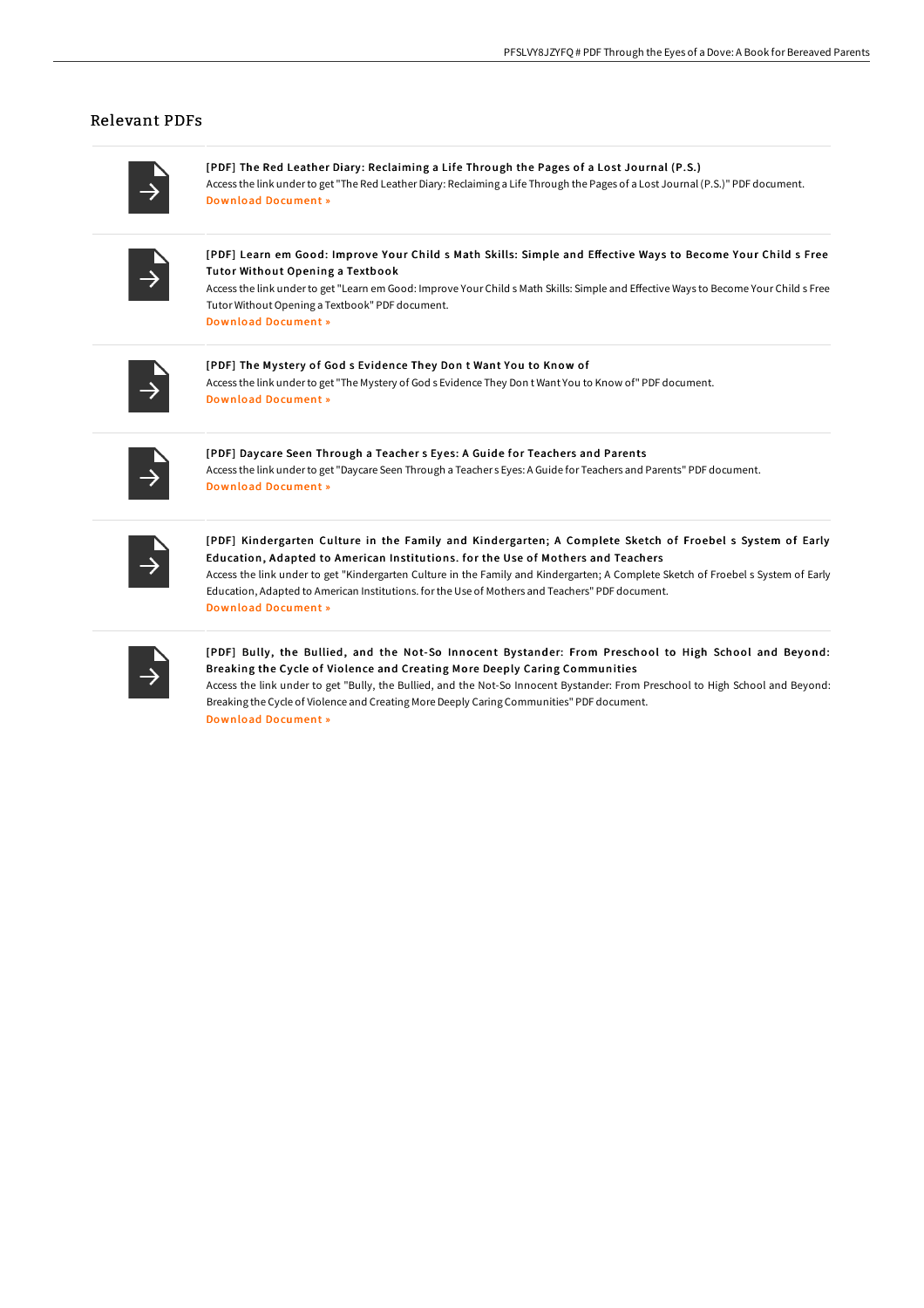## Relevant PDFs

**[PDF] The Red Leather Diary: Reclaiming a Life Through the Pages of a Lost Journal (P.S.)**

Access the link under to get "The Red Leather Diary: Reclaiming a Life Through the Pages of a Lost Journal (P.S.)" PDF document.

Download Document »

**[PDF] Learn em Good: Improve Your Child s Math Skills: Simple and Effective Ways to Become Your Child s Free Tutor Without Opening a Textbook**

Access the link under to get "Learn em Good: Improve Your Child s Math Skills: Simple and Effective Ways to Become Your Child s Free Tutor Without Opening a Textbook" PDF document.

Download Document »

**[PDF] The Mystery of God s Evidence They Don t Want You to Know of**

Access the link under to get "The Mystery of God s Evidence They Don t Want You to Know of" PDF document.

Download Document »

**[PDF] Daycare Seen Through a Teacher s Eyes: A Guide for Teachers and Parents**

Access the link under to get "Daycare Seen Through a Teacher s Eyes: A Guide for Teachers and Parents" PDF document.

Download Document »

**[PDF] Kindergarten Culture in the Family and Kindergarten; A Complete Sketch of Froebel s System of Early Education, Adapted to American Institutions. for the Use of Mothers and Teachers**

Access the link under to get "Kindergarten Culture in the Family and Kindergarten; A Complete Sketch of Froebel s System of Early Education, Adapted to American Institutions. for the Use of Mothers and Teachers" PDF document.

Download Document »

**[PDF] Bully, the Bullied, and the Not-So Innocent Bystander: From Preschool to High School and Beyond: Breaking the Cycle of Violence and Creating More Deeply Caring Communities**

Access the link under to get "Bully, the Bullied, and the Not-So Innocent Bystander: From Preschool to High School and Beyond: Breaking the Cycle of Violence and Creating More Deeply Caring Communities" PDF document.

Download Document »